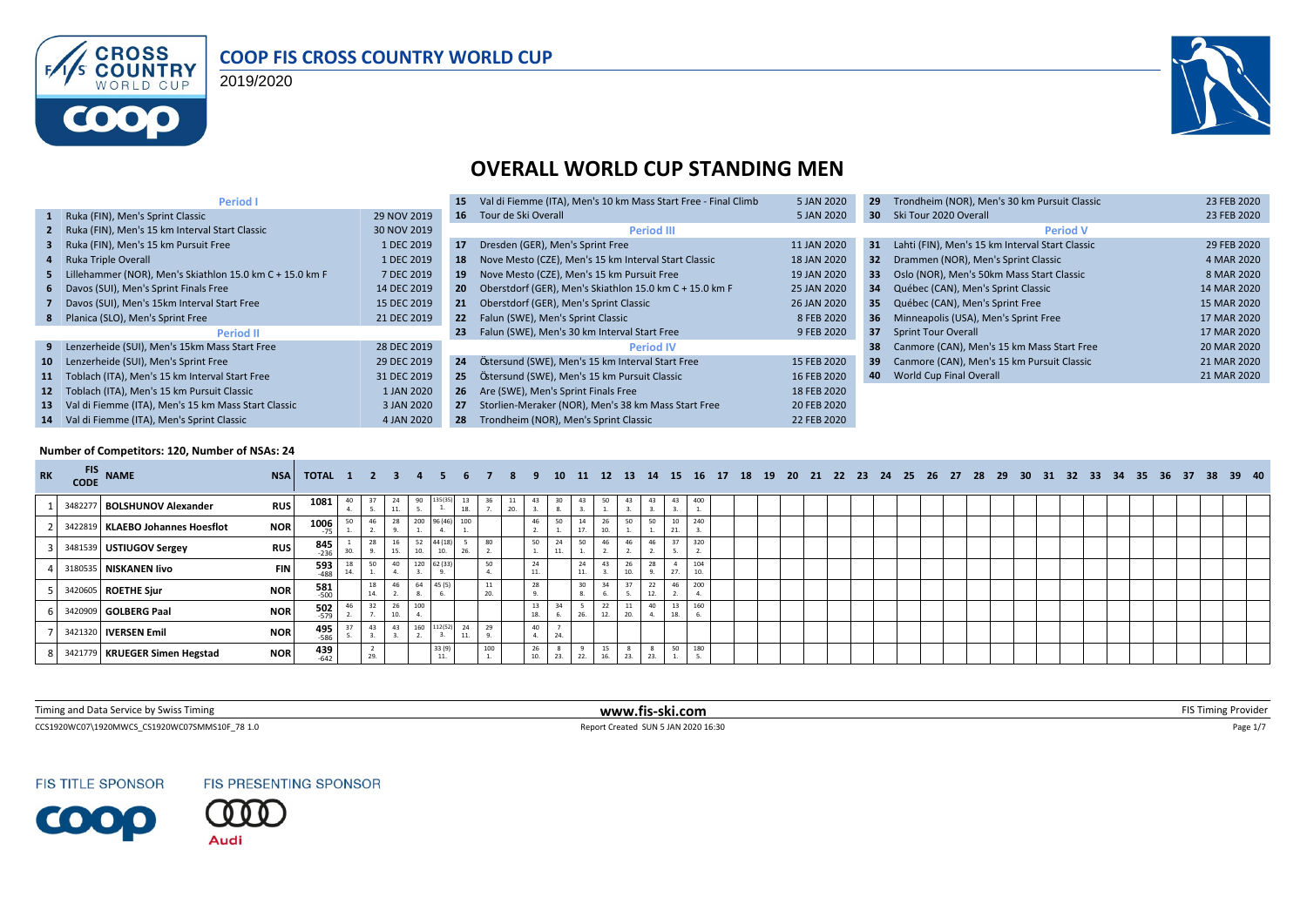# COOP FIS CROSS COUNTRY WORLD CUP

2019/2020

## OVERALL WORLD CUP STANDING MEN

| # | Race | Date |
|---|---|---|
| | **Period I** | |
| 1 | Ruka (FIN), Men's Sprint Classic | 29 NOV 2019 |
| 2 | Ruka (FIN), Men's 15 km Interval Start Classic | 30 NOV 2019 |
| 3 | Ruka (FIN), Men's 15 km Pursuit Free | 1 DEC 2019 |
| 4 | Ruka Triple Overall | 1 DEC 2019 |
| 5 | Lillehammer (NOR), Men's Skiathlon 15.0 km C + 15.0 km F | 7 DEC 2019 |
| 6 | Davos (SUI), Men's Sprint Finals Free | 14 DEC 2019 |
| 7 | Davos (SUI), Men's 15km Interval Start Free | 15 DEC 2019 |
| 8 | Planica (SLO), Men's Sprint Free | 21 DEC 2019 |
| | **Period II** | |
| 9 | Lenzerheide (SUI), Men's 15km Mass Start Free | 28 DEC 2019 |
| 10 | Lenzerheide (SUI), Men's Sprint Free | 29 DEC 2019 |
| 11 | Toblach (ITA), Men's 15 km Interval Start Free | 31 DEC 2019 |
| 12 | Toblach (ITA), Men's 15 km Pursuit Classic | 1 JAN 2020 |
| 13 | Val di Fiemme (ITA), Men's 15 km Mass Start Classic | 3 JAN 2020 |
| 14 | Val di Fiemme (ITA), Men's Sprint Classic | 4 JAN 2020 |
| 15 | Val di Fiemme (ITA), Men's 10 km Mass Start Free - Final Climb | 5 JAN 2020 |
| 16 | Tour de Ski Overall | 5 JAN 2020 |
| | **Period III** | |
| 17 | Dresden (GER), Men's Sprint Free | 11 JAN 2020 |
| 18 | Nove Mesto (CZE), Men's 15 km Interval Start Classic | 18 JAN 2020 |
| 19 | Nove Mesto (CZE), Men's 15 km Pursuit Free | 19 JAN 2020 |
| 20 | Oberstdorf (GER), Men's Skiathlon 15.0 km C + 15.0 km F | 25 JAN 2020 |
| 21 | Oberstdorf (GER), Men's Sprint Classic | 26 JAN 2020 |
| 22 | Falun (SWE), Men's Sprint Classic | 8 FEB 2020 |
| 23 | Falun (SWE), Men's 30 km Interval Start Free | 9 FEB 2020 |
| | **Period IV** | |
| 24 | Östersund (SWE), Men's 15 km Interval Start Free | 15 FEB 2020 |
| 25 | Östersund (SWE), Men's 15 km Pursuit Classic | 16 FEB 2020 |
| 26 | Are (SWE), Men's Sprint Finals Free | 18 FEB 2020 |
| 27 | Storlien-Meraker (NOR), Men's 38 km Mass Start Free | 20 FEB 2020 |
| 28 | Trondheim (NOR), Men's Sprint Classic | 22 FEB 2020 |
| 29 | Trondheim (NOR), Men's 30 km Pursuit Classic | 23 FEB 2020 |
| 30 | Ski Tour 2020 Overall | 23 FEB 2020 |
| | **Period V** | |
| 31 | Lahti (FIN), Men's 15 km Interval Start Classic | 29 FEB 2020 |
| 32 | Drammen (NOR), Men's Sprint Classic | 4 MAR 2020 |
| 33 | Oslo (NOR), Men's 50km Mass Start Classic | 8 MAR 2020 |
| 34 | Québec (CAN), Men's Sprint Classic | 14 MAR 2020 |
| 35 | Québec (CAN), Men's Sprint Free | 15 MAR 2020 |
| 36 | Minneapolis (USA), Men's Sprint Free | 17 MAR 2020 |
| 37 | Sprint Tour Overall | 17 MAR 2020 |
| 38 | Canmore (CAN), Men's 15 km Mass Start Free | 20 MAR 2020 |
| 39 | Canmore (CAN), Men's 15 km Pursuit Classic | 21 MAR 2020 |
| 40 | World Cup Final Overall | 21 MAR 2020 |

**Number of Competitors: 120, Number of NSAs: 24**

| RK | FIS CODE | NAME | NSA | TOTAL | 1 | 2 | 3 | 4 | 5 | 6 | 7 | 8 | 9 | 10 | 11 | 12 | 13 | 14 | 15 | 16 | 17 | 18 | 19 | 20 | 21 | 22 | 23 | 24 | 25 | 26 | 27 | 28 | 29 | 30 | 31 | 32 | 33 | 34 | 35 | 36 | 37 | 38 | 39 | 40 |
|---|---|---|---|---|---|---|---|---|---|---|---|---|---|---|---|---|---|---|---|---|---|---|---|---|---|---|---|---|---|---|---|---|---|---|---|---|---|---|---|---|---|---|---|---|
| 1 | 3482277 | BOLSHUNOV Alexander | RUS | 1081 | 40 4. | 37 5. | 24 11. | 90 5. | 135(35) 1. | 13 18. | 36 7. | 11 20. | 43 3. | 30 8. | 43 3. | 50 1. | 43 3. | 43 3. | 43 3. | 400 1. | | | | | | | | | | | | | | | | | | | | | | | | |
| 2 | 3422819 | KLAEBO Johannes Hoesflot | NOR | 1006 -75 | 50 1. | 46 2. | 28 9. | 200 1. | 96(46) 4. | 100 1. | | | 46 2. | 50 1. | 14 17. | 26 10. | 50 1. | 50 1. | 10 21. | 240 3. | | | | | | | | | | | | | | | | | | | | | | | | |
| 3 | 3481539 | USTIUGOV Sergey | RUS | 845 -236 | 1 30. | 28 9. | 16 15. | 52 10. | 44(18) 10. | 5 26. | 80 2. | | 50 1. | 24 11. | 50 1. | 46 2. | 46 2. | 46 2. | 37 5. | 320 2. | | | | | | | | | | | | | | | | | | | | | | | | |
| 4 | 3180535 | NISKANEN Iivo | FIN | 593 -488 | 18 14. | 50 1. | 40 4. | 120 3. | 62(33) 9. | | 50 4. | | 24 11. | | 24 11. | 43 3. | 26 10. | 28 9. | 4 27. | 104 10. | | | | | | | | | | | | | | | | | | | | | | | | |
| 5 | 3420605 | ROETHE Sjur | NOR | 581 -500 | | 18 14. | 46 2. | 64 8. | 45(5) 6. | | 11 20. | | 28 9. | | 30 8. | 34 6. | 37 5. | 22 12. | 46 2. | 200 4. | | | | | | | | | | | | | | | | | | | | | | | | |
| 6 | 3420909 | GOLBERG Paal | NOR | 502 -579 | 46 2. | 32 7. | 26 10. | 100 4. | | | | | 13 18. | 34 6. | 5 26. | 22 12. | 11 20. | 40 4. | 13 18. | 160 6. | | | | | | | | | | | | | | | | | | | | | | | | |
| 7 | 3421320 | IVERSEN Emil | NOR | 495 -586 | 37 5. | 43 3. | 43 3. | 160 2. | 112(52) 3. | 24 11. | 29 9. | | 40 4. | 7 24. | | | | | | | | | | | | | | | | | | | | | | | | | | | | | | |
| 8 | 3421779 | KRUEGER Simen Hegstad | NOR | 439 -642 | | 2 29. | | | 33(9) 11. | | 100 1. | | 26 10. | 8 23. | 9 22. | 15 16. | 8 23. | 8 23. | 50 1. | 180 5. | | | | | | | | | | | | | | | | | | | | | | | | |

Timing and Data Service by Swiss Timing — www.fis-ski.com — FIS Timing Provider

CCS1920WC07\1920MWCS_CS1920WC07SMMS10F_78 1.0 — Report Created SUN 5 JAN 2020 16:30

FIS TITLE SPONSOR: COOP — FIS PRESENTING SPONSOR: Audi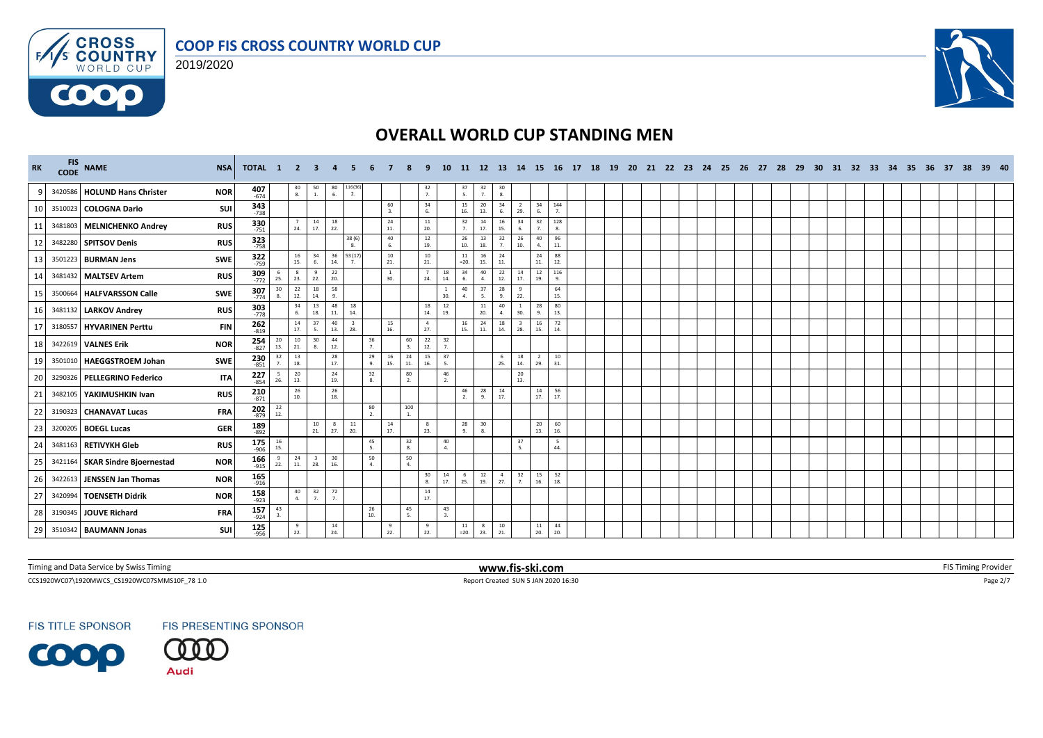# OVERALL WORLD CUP STANDING MEN

| RK | FIS CODE | NAME | NSA | TOTAL | 1 | 2 | 3 | 4 | 5 | 6 | 7 | 8 | 9 | 10 | 11 | 12 | 13 | 14 | 15 | 16 | 17 | 18 | 19 | 20 | 21 | 22 | 23 | 24 | 25 | 26 | 27 | 28 | 29 | 30 | 31 | 32 | 33 | 34 | 35 | 36 | 37 | 38 | 39 | 40 |
|---|---|---|---|---|---|---|---|---|---|---|---|---|---|---|---|---|---|---|---|---|---|---|---|---|---|---|---|---|---|---|---|---|---|---|---|---|---|---|---|---|---|---|---|---|
| 9 | 3420586 | HOLUND Hans Christer | NOR | 407 -674 | | 30 8. | 50 1. | 80 6. | 116(36) 2. | | | | 32 7. | | 37 5. | 32 7. | 30 8. | | | | | | | | | | | | | | | | | | | | | | | | | | | |
| 10 | 3510023 | COLOGNA Dario | SUI | 343 -738 | | | | | | | 60 3. | | 34 6. | | 15 16. | 20 13. | 34 6. | 2 29. | 34 6. | 144 7. | | | | | | | | | | | | | | | | | | | | | | | | |
| 11 | 3481803 | MELNICHENKO Andrey | RUS | 330 -751 | | 7 24. | 14 17. | 18 22. | | | 24 11. | | 11 20. | | 32 7. | 14 17. | 16 15. | 34 6. | 32 7. | 128 8. | | | | | | | | | | | | | | | | | | | | | | | | |
| 12 | 3482280 | SPITSOV Denis | RUS | 323 -758 | | | | | 38 (6) 8. | | 40 6. | | 12 19. | | 26 10. | 13 18. | 32 7. | 26 10. | 40 4. | 96 11. | | | | | | | | | | | | | | | | | | | | | | | | |
| 13 | 3501223 | BURMAN Jens | SWE | 322 -759 | | 16 15. | 34 6. | 36 14. | 53 (17) 7. | | 10 21. | | 10 21. | | 11 =20. | 16 15. | 24 11. | | 24 11. | 88 12. | | | | | | | | | | | | | | | | | | | | | | | | |
| 14 | 3481432 | MALTSEV Artem | RUS | 309 -772 | 6 25. | 8 23. | 9 22. | 22 20. | | | 1 30. | | 7 24. | 18 14. | 34 6. | 40 4. | 22 12. | 14 17. | 12 19. | 116 9. | | | | | | | | | | | | | | | | | | | | | | | | |
| 15 | 3500664 | HALFVARSSON Calle | SWE | 307 -774 | 30 8. | 22 12. | 18 14. | 58 9. | | | | | | 1 30. | 40 4. | 37 5. | 28 9. | 9 22. | | 64 15. | | | | | | | | | | | | | | | | | | | | | | | | |
| 16 | 3481132 | LARKOV Andrey | RUS | 303 -778 | | 34 6. | 13 18. | 48 11. | 18 14. | | | | 18 14. | 12 19. | | 11 20. | 40 4. | 1 30. | 28 9. | 80 13. | | | | | | | | | | | | | | | | | | | | | | | | |
| 17 | 3180557 | HYVARINEN Perttu | FIN | 262 -819 | | 14 17. | 37 5. | 40 13. | 3 28. | | 15 16. | | 4 27. | | 16 15. | 24 11. | 18 14. | 3 28. | 16 15. | 72 14. | | | | | | | | | | | | | | | | | | | | | | | | |
| 18 | 3422619 | VALNES Erik | NOR | 254 -827 | 20 13. | 10 21. | 30 8. | 44 12. | | 36 7. | | 60 3. | 22 12. | 32 7. | | | | | | | | | | | | | | | | | | | | | | | | | | | | | | |
| 19 | 3501010 | HAEGGSTROEM Johan | SWE | 230 -851 | 32 7. | 13 18. | | 28 17. | | 29 9. | 16 15. | 24 11. | 15 16. | 37 5. | | | 6 25. | 18 14. | 2 29. | 10 31. | | | | | | | | | | | | | | | | | | | | | | | | |
| 20 | 3290326 | PELLEGRINO Federico | ITA | 227 -854 | 5 26. | 20 13. | | 24 19. | | 32 8. | | 80 2. | | 46 2. | | | | 20 13. | | | | | | | | | | | | | | | | | | | | | | | | | | |
| 21 | 3482105 | YAKIMUSHKIN Ivan | RUS | 210 -871 | | 26 10. | | 26 18. | | | | | | | 46 2. | 28 9. | 14 17. | | 14 17. | 56 17. | | | | | | | | | | | | | | | | | | | | | | | | |
| 22 | 3190323 | CHANAVAT Lucas | FRA | 202 -879 | 22 12. | | | | | 80 2. | | 100 1. | | | | | | | | | | | | | | | | | | | | | | | | | | | | | | | | |
| 23 | 3200205 | BOEGL Lucas | GER | 189 -892 | | | 10 21. | 8 27. | 11 20. | | 14 17. | | 8 23. | | 28 9. | 30 8. | | | 20 13. | 60 16. | | | | | | | | | | | | | | | | | | | | | | | | |
| 24 | 3481163 | RETIVYKH Gleb | RUS | 175 -906 | 16 15. | | | | | 45 5. | | 32 8. | | 40 4. | | | | 37 5. | | 5 44. | | | | | | | | | | | | | | | | | | | | | | | | |
| 25 | 3421164 | SKAR Sindre Bjoernestad | NOR | 166 -915 | 9 22. | 24 11. | 3 28. | 30 16. | | 50 4. | | 50 4. | | | | | | | | | | | | | | | | | | | | | | | | | | | | | | | | |
| 26 | 3422613 | JENSSEN Jan Thomas | NOR | 165 -916 | | | | | | | | | 30 8. | 14 17. | 6 25. | 12 19. | 4 27. | 32 7. | 15 16. | 52 18. | | | | | | | | | | | | | | | | | | | | | | | | |
| 27 | 3420994 | TOENSETH Didrik | NOR | 158 -923 | | 40 4. | 32 7. | 72 7. | | | | | 14 17. | | | | | | | | | | | | | | | | | | | | | | | | | | | | | | | |
| 28 | 3190345 | JOUVE Richard | FRA | 157 -924 | 43 3. | | | | | 26 10. | | 45 5. | | 43 3. | | | | | | | | | | | | | | | | | | | | | | | | | | | | | | |
| 29 | 3510342 | BAUMANN Jonas | SUI | 125 -956 | | 9 22. | | 14 24. | | | 9 22. | | 9 22. | | 11 =20. | 8 23. | 10 21. | | 11 20. | 44 20. | | | | | | | | | | | | | | | | | | | | | | | | |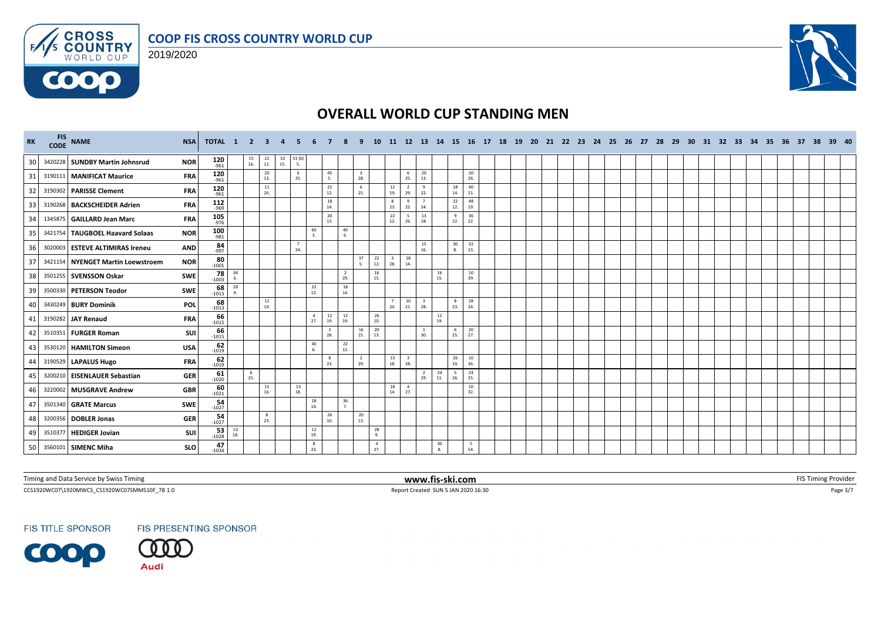# OVERALL WORLD CUP STANDING MEN

COOP FIS CROSS COUNTRY WORLD CUP

2019/2020

| RK | FIS CODE | NAME | NSA | TOTAL | 1 | 2 | 3 | 4 | 5 | 6 | 7 | 8 | 9 | 10 | 11 | 12 | 13 | 14 | 15 | 16 | 17 | 18 | 19 | 20 | 21 | 22 | 23 | 24 | 25 | 26 | 27 | 28 | 29 | 30 | 31 | 32 | 33 | 34 | 35 | 36 | 37 | 38 | 39 | 40 |
|---|---|---|---|---|---|---|---|---|---|---|---|---|---|---|---|---|---|---|---|---|---|---|---|---|---|---|---|---|---|---|---|---|---|---|---|---|---|---|---|---|---|---|---|---|
| 30 | 3420228 | SUNDBY Martin Johnsrud | NOR | 120 -961 | | 15 16. | 22 12. | 32 15. | 51 (6) 5. | | | | | | | | | | | | | | | | | | | | | | | | | | | | | | | | | | | |
| 31 | 3190111 | MANIFICAT Maurice | FRA | 120 -961 | | | 20 13. | | 6 25. | | 45 5. | | 3 28. | | | 6 25. | 20 13. | | | 20 26. | | | | | | | | | | | | | | | | | | | | | | | | |
| 32 | 3190302 | PARISSE Clement | FRA | 120 -961 | | | 11 20. | | | | 22 12. | | 6 25. | | 12 19. | 2 29. | 9 22. | | 18 14. | 40 21. | | | | | | | | | | | | | | | | | | | | | | | | |
| 33 | 3190268 | BACKSCHEIDER Adrien | FRA | 112 -969 | | | | | | | 18 14. | | | | 8 23. | 9 22. | 7 24. | | 22 12. | 48 19. | | | | | | | | | | | | | | | | | | | | | | | | |
| 34 | 1345875 | GAILLARD Jean Marc | FRA | 105 -976 | | | | | | | 20 13. | | | | 22 12. | 5 26. | 13 18. | | 9 22. | 36 22. | | | | | | | | | | | | | | | | | | | | | | | | |
| 35 | 3421754 | TAUGBOEL Haavard Solaas | NOR | 100 -981 | | | | | | 60 3. | | 40 6. | | | | | | | | | | | | | | | | | | | | | | | | | | | | | | | | |
| 36 | 3020003 | ESTEVE ALTIMIRAS Ireneu | AND | 84 -997 | | | | | 7 24. | | | | | | | | 15 16. | | 30 8. | 32 23. | | | | | | | | | | | | | | | | | | | | | | | | |
| 37 | 3421154 | NYENGET Martin Loewstroem | NOR | 80 -1001 | | | | | | | | | 37 5. | 22 12. | 3 28. | 18 14. | | | | | | | | | | | | | | | | | | | | | | | | | | | | |
| 38 | 3501255 | SVENSSON Oskar | SWE | 78 -1003 | 34 6. | | | | | | | 2 29. | | 16 15. | | | | 16 15. | | 10 39. | | | | | | | | | | | | | | | | | | | | | | | | |
| 39 | 3500330 | PETERSON Teodor | SWE | 68 -1013 | 28 9. | | | | | 22 12. | | 18 14. | | | | | | | | | | | | | | | | | | | | | | | | | | | | | | | | |
| 40 | 3430249 | BURY Dominik | POL | 68 -1013 | | | 12 19. | | | | | | | | 7 24. | 10 21. | 3 28. | | 8 23. | 28 24. | | | | | | | | | | | | | | | | | | | | | | | | |
| 41 | 3190282 | JAY Renaud | FRA | 66 -1015 | | | | | | 4 27. | 12 19. | 12 19. | | 26 10. | | | | 12 19. | | | | | | | | | | | | | | | | | | | | | | | | | | |
| 42 | 3510351 | FURGER Roman | SUI | 66 -1015 | | | | | | | 3 28. | | 16 15. | 20 13. | | | 1 30. | | 6 25. | 20 27. | | | | | | | | | | | | | | | | | | | | | | | | |
| 43 | 3530120 | HAMILTON Simeon | USA | 62 -1019 | | | | | | 40 6. | | 22 12. | | | | | | | | | | | | | | | | | | | | | | | | | | | | | | | | |
| 44 | 3190529 | LAPALUS Hugo | FRA | 62 -1019 | | | | | | | 8 23. | | 2 29. | | 13 18. | 3 28. | | | 26 10. | 10 36. | | | | | | | | | | | | | | | | | | | | | | | | |
| 45 | 3200210 | EISENLAUER Sebastian | GER | 61 -1020 | | 6 25. | | | | | | | | | | | 2 29. | 24 11. | 5 26. | 24 25. | | | | | | | | | | | | | | | | | | | | | | | | |
| 46 | 3220002 | MUSGRAVE Andrew | GBR | 60 -1021 | | | 15 16. | | 13 18. | | | | | | 18 14. | 4 27. | | | | 10 32. | | | | | | | | | | | | | | | | | | | | | | | | |
| 47 | 3501340 | GRATE Marcus | SWE | 54 -1027 | | | | | | 18 14. | | 36 7. | | | | | | | | | | | | | | | | | | | | | | | | | | | | | | | | |
| 48 | 3200356 | DOBLER Jonas | GER | 54 -1027 | | | 8 23. | | | | 26 10. | | 20 13. | | | | | | | | | | | | | | | | | | | | | | | | | | | | | | | |
| 49 | 3510377 | HEDIGER Jovian | SUI | 53 -1028 | 13 18. | | | | | 12 19. | | | | 28 9. | | | | | | | | | | | | | | | | | | | | | | | | | | | | | | |
| 50 | 3560101 | SIMENC Miha | SLO | 47 -1034 | | | | | | 8 23. | | | | 4 27. | | | | 30 8. | | 5 54. | | | | | | | | | | | | | | | | | | | | | | | | |

Timing and Data Service by Swiss Timing www.fis-ski.com FIS Timing Provider

CCS1920WC07\1920MWCS_CS1920WC07SMMS10F_78 1.0 Report Created SUN 5 JAN 2020 16:30

FIS TITLE SPONSOR FIS PRESENTING SPONSOR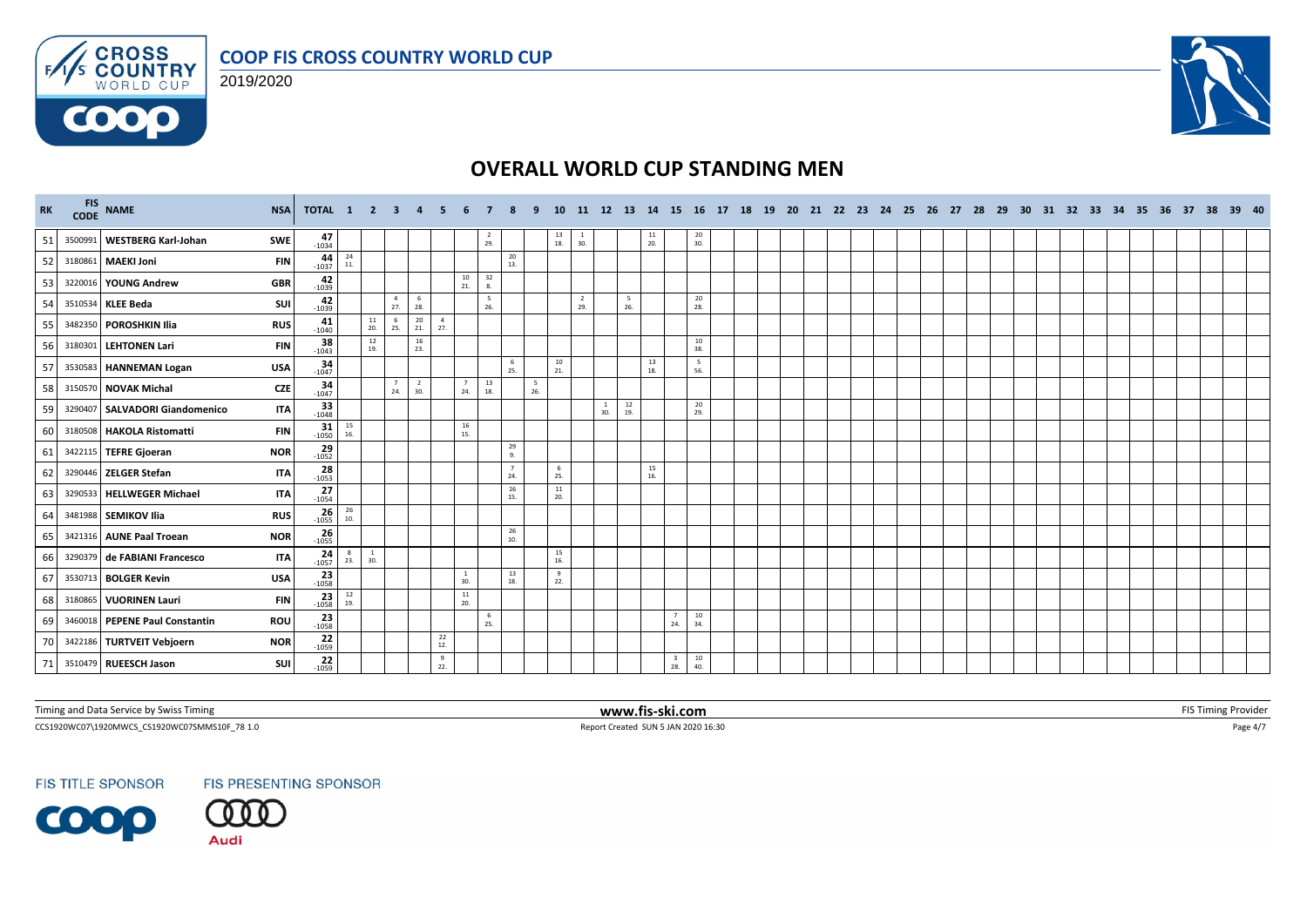# COOP FIS CROSS COUNTRY WORLD CUP

2019/2020

## OVERALL WORLD CUP STANDING MEN

| RK | FIS CODE | NAME | NSA | TOTAL | 1 | 2 | 3 | 4 | 5 | 6 | 7 | 8 | 9 | 10 | 11 | 12 | 13 | 14 | 15 | 16 | 17 | 18 | 19 | 20 | 21 | 22 | 23 | 24 | 25 | 26 | 27 | 28 | 29 | 30 | 31 | 32 | 33 | 34 | 35 | 36 | 37 | 38 | 39 | 40 |
|---|---|---|---|---|---|---|---|---|---|---|---|---|---|---|---|---|---|---|---|---|---|---|---|---|---|---|---|---|---|---|---|---|---|---|---|---|---|---|---|---|---|---|---|---|
| 51 | 3500991 | WESTBERG Karl-Johan | SWE | 47 -1034 | | | | | | | 2 29. | | | 13 18. | 1 30. | | | 11 20. | | 20 30. | | | | | | | | | | | | | | | | | | | | | | | | |
| 52 | 3180861 | MAEKI Joni | FIN | 44 -1037 | 24 11. | | | | | | | 20 13. | | | | | | | | | | | | | | | | | | | | | | | | | | | | | | | | |
| 53 | 3220016 | YOUNG Andrew | GBR | 42 -1039 | | | | | | 10 21. | 32 8. | | | | | | | | | | | | | | | | | | | | | | | | | | | | | | | | | |
| 54 | 3510534 | KLEE Beda | SUI | 42 -1039 | | | 4 27. | 6 28. | | | 5 26. | | | | | 2 29. | 5 26. | | | 20 28. | | | | | | | | | | | | | | | | | | | | | | | | |
| 55 | 3482350 | POROSHKIN Ilia | RUS | 41 -1040 | | 11 20. | 6 25. | 20 21. | 4 27. | | | | | | | | | | | | | | | | | | | | | | | | | | | | | | | | | | | |
| 56 | 3180301 | LEHTONEN Lari | FIN | 38 -1043 | | 12 19. | | 16 23. | | | | | | | | | | | | 10 38. | | | | | | | | | | | | | | | | | | | | | | | | |
| 57 | 3530583 | HANNEMAN Logan | USA | 34 -1047 | | | | | | | | 6 25. | | 10 21. | | | | 13 18. | | 5 56. | | | | | | | | | | | | | | | | | | | | | | | | |
| 58 | 3150570 | NOVAK Michal | CZE | 34 -1047 | | | 7 24. | 2 30. | | 7 24. | 13 18. | | 5 26. | | | | | | | | | | | | | | | | | | | | | | | | | | | | | | | |
| 59 | 3290407 | SALVADORI Giandomenico | ITA | 33 -1048 | | | | | | | | | | | | 1 30. | 12 19. | | | 20 29. | | | | | | | | | | | | | | | | | | | | | | | | |
| 60 | 3180508 | HAKOLA Ristomatti | FIN | 31 -1050 | 15 16. | | | | | 16 15. | | | | | | | | | | | | | | | | | | | | | | | | | | | | | | | | | | |
| 61 | 3422115 | TEFRE Gjoeran | NOR | 29 -1052 | | | | | | | | 29 9. | | | | | | | | | | | | | | | | | | | | | | | | | | | | | | | | |
| 62 | 3290446 | ZELGER Stefan | ITA | 28 -1053 | | | | | | | | 7 24. | | 6 25. | | | | 15 16. | | | | | | | | | | | | | | | | | | | | | | | | | | |
| 63 | 3290533 | HELLWEGER Michael | ITA | 27 -1054 | | | | | | | | 16 15. | | 11 20. | | | | | | | | | | | | | | | | | | | | | | | | | | | | | | |
| 64 | 3481988 | SEMIKOV Ilia | RUS | 26 -1055 | 26 10. | | | | | | | | | | | | | | | | | | | | | | | | | | | | | | | | | | | | | | | |
| 65 | 3421316 | AUNE Paal Troean | NOR | 26 -1055 | | | | | | | | 26 10. | | | | | | | | | | | | | | | | | | | | | | | | | | | | | | | | |
| 66 | 3290379 | de FABIANI Francesco | ITA | 24 -1057 | 8 23. | 1 30. | | | | | | | | 15 16. | | | | | | | | | | | | | | | | | | | | | | | | | | | | | | |
| 67 | 3530713 | BOLGER Kevin | USA | 23 -1058 | | | | | | 1 30. | | 13 18. | | 9 22. | | | | | | | | | | | | | | | | | | | | | | | | | | | | | | |
| 68 | 3180865 | VUORINEN Lauri | FIN | 23 -1058 | 12 19. | | | | | 11 20. | | | | | | | | | | | | | | | | | | | | | | | | | | | | | | | | | | |
| 69 | 3460018 | PEPENE Paul Constantin | ROU | 23 -1058 | | | | | | | 6 25. | | | | | | | | 7 24. | 10 34. | | | | | | | | | | | | | | | | | | | | | | | | |
| 70 | 3422186 | TURTVEIT Vebjoern | NOR | 22 -1059 | | | | | 22 12. | | | | | | | | | | | | | | | | | | | | | | | | | | | | | | | | | | | |
| 71 | 3510479 | RUEESCH Jason | SUI | 22 -1059 | | | | | 9 22. | | | | | | | | | | 3 28. | 10 40. | | | | | | | | | | | | | | | | | | | | | | | | |

Timing and Data Service by Swiss Timing — www.fis-ski.com — FIS Timing Provider

CCS1920WC07\1920MWCS_CS1920WC07SMMS10F_78 1.0 — Report Created SUN 5 JAN 2020 16:30

FIS TITLE SPONSOR — FIS PRESENTING SPONSOR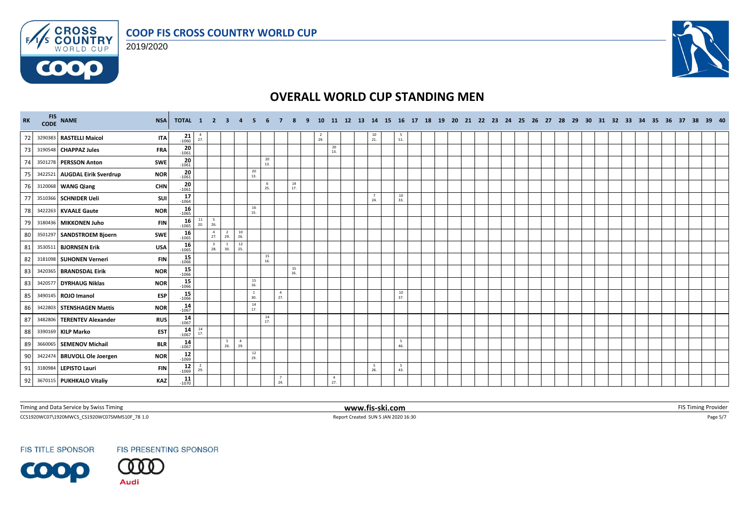# COOP FIS CROSS COUNTRY WORLD CUP

2019/2020

## OVERALL WORLD CUP STANDING MEN

| RK | FIS CODE | NAME | NSA | TOTAL | 1 | 2 | 3 | 4 | 5 | 6 | 7 | 8 | 9 | 10 | 11 | 12 | 13 | 14 | 15 | 16 | 17 | 18 | 19 | 20 | 21 | 22 | 23 | 24 | 25 | 26 | 27 | 28 | 29 | 30 | 31 | 32 | 33 | 34 | 35 | 36 | 37 | 38 | 39 | 40 |
|---|---|---|---|---|---|---|---|---|---|---|---|---|---|---|---|---|---|---|---|---|---|---|---|---|---|---|---|---|---|---|---|---|---|---|---|---|---|---|---|---|---|---|---|---|
| 72 | 3290383 | **RASTELLI Maicol** | ITA | 21 -1060 | 4 27. | | | | | | | | | 2 29. | | | | 10 21. | | 5 51. | | | | | | | | | | | | | | | | | | | | | | | | |
| 73 | 3190548 | **CHAPPAZ Jules** | FRA | 20 -1061 | | | | | | | | | | | 20 13. | | | | | | | | | | | | | | | | | | | | | | | | | | | | | |
| 74 | 3501278 | **PERSSON Anton** | SWE | 20 -1061 | | | | | | 20 13. | | | | | | | | | | | | | | | | | | | | | | | | | | | | | | | | | | |
| 75 | 3422521 | **AUGDAL Eirik Sverdrup** | NOR | 20 -1061 | | | | | 20 13. | | | | | | | | | | | | | | | | | | | | | | | | | | | | | | | | | | | |
| 76 | 3120068 | **WANG Qiang** | CHN | 20 -1061 | | | | | | 6 25. | | 14 17. | | | | | | | | | | | | | | | | | | | | | | | | | | | | | | | | |
| 77 | 3510366 | **SCHNIDER Ueli** | SUI | 17 -1064 | | | | | | | | | | | | | | 7 24. | | 10 33. | | | | | | | | | | | | | | | | | | | | | | | | |
| 78 | 3422263 | **KVAALE Gaute** | NOR | 16 -1065 | | | | | 16 15. | | | | | | | | | | | | | | | | | | | | | | | | | | | | | | | | | | | |
| 79 | 3180436 | **MIKKONEN Juho** | FIN | 16 -1065 | 11 20. | 5 26. | | | | | | | | | | | | | | | | | | | | | | | | | | | | | | | | | | | | | | |
| 80 | 3501297 | **SANDSTROEM Bjoern** | SWE | 16 -1065 | | 4 27. | 2 29. | 10 26. | | | | | | | | | | | | | | | | | | | | | | | | | | | | | | | | | | | | |
| 81 | 3530511 | **BJORNSEN Erik** | USA | 16 -1065 | | 3 28. | 1 30. | 12 25. | | | | | | | | | | | | | | | | | | | | | | | | | | | | | | | | | | | | |
| 82 | 3181098 | **SUHONEN Verneri** | FIN | 15 -1066 | | | | | | 15 16. | | | | | | | | | | | | | | | | | | | | | | | | | | | | | | | | | | |
| 83 | 3420365 | **BRANDSDAL Eirik** | NOR | 15 -1066 | | | | | | | | 15 16. | | | | | | | | | | | | | | | | | | | | | | | | | | | | | | | | |
| 83 | 3420577 | **DYRHAUG Niklas** | NOR | 15 -1066 | | | | | 15 16. | | | | | | | | | | | | | | | | | | | | | | | | | | | | | | | | | | | |
| 85 | 3490145 | **ROJO Imanol** | ESP | 15 -1066 | | | | | 1 30. | | 4 27. | | | | | | | | | 10 37. | | | | | | | | | | | | | | | | | | | | | | | | |
| 86 | 3422803 | **STENSHAGEN Mattis** | NOR | 14 -1067 | | | | | 14 17. | | | | | | | | | | | | | | | | | | | | | | | | | | | | | | | | | | | |
| 87 | 3482806 | **TERENTEV Alexander** | RUS | 14 -1067 | | | | | | 14 17. | | | | | | | | | | | | | | | | | | | | | | | | | | | | | | | | | | |
| 88 | 3390169 | **KILP Marko** | EST | 14 -1067 | 14 17. | | | | | | | | | | | | | | | | | | | | | | | | | | | | | | | | | | | | | | | |
| 89 | 3660065 | **SEMENOV Michail** | BLR | 14 -1067 | | | 5 26. | 4 29. | | | | | | | | | | | | 5 46. | | | | | | | | | | | | | | | | | | | | | | | | |
| 90 | 3422474 | **BRUVOLL Ole Joergen** | NOR | 12 -1069 | | | | | 12 19. | | | | | | | | | | | | | | | | | | | | | | | | | | | | | | | | | | | |
| 91 | 3180984 | **LEPISTO Lauri** | FIN | 12 -1069 | 2 29. | | | | | | | | | | | | | 5 26. | | 5 43. | | | | | | | | | | | | | | | | | | | | | | | | |
| 92 | 3670115 | **PUKHKALO Vitaliy** | KAZ | 11 -1070 | | | | | | | 7 24. | | | | 4 27. | | | | | | | | | | | | | | | | | | | | | | | | | | | | | |

Timing and Data Service by Swiss Timing — www.fis-ski.com — FIS Timing Provider

CCS1920WC07\1920MWCS_CS1920WC07SMMS10F_78 1.0 — Report Created SUN 5 JAN 2020 16:30

FIS TITLE SPONSOR — FIS PRESENTING SPONSOR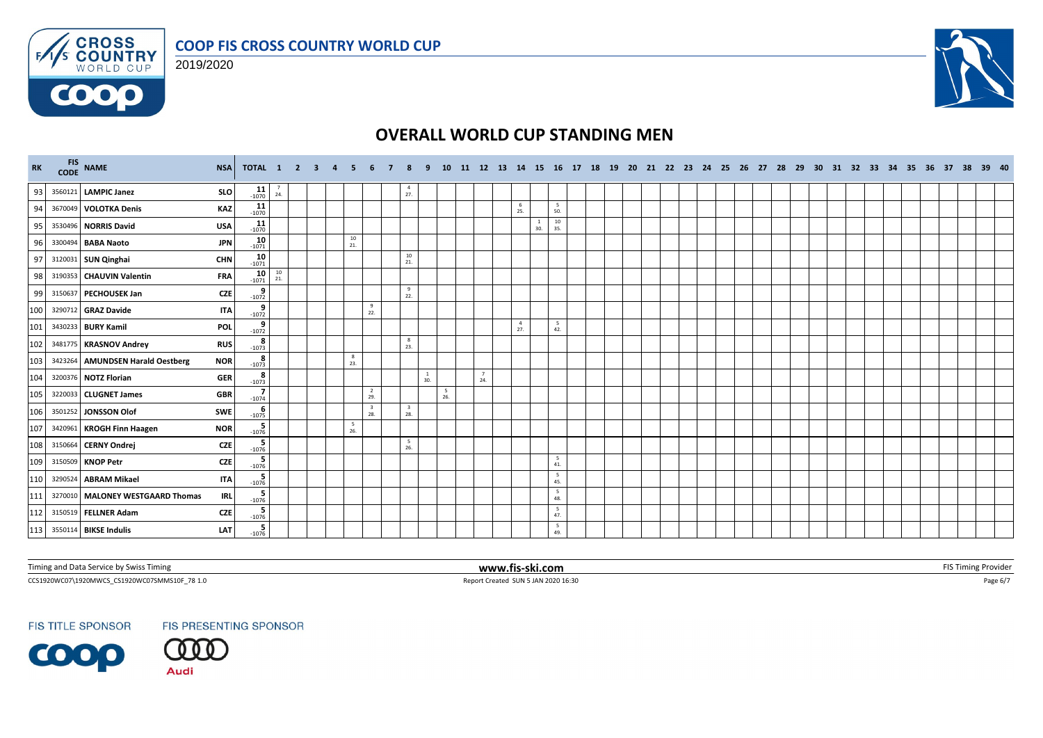# COOP FIS CROSS COUNTRY WORLD CUP

2019/2020

## OVERALL WORLD CUP STANDING MEN

| RK | FIS CODE | NAME | NSA | TOTAL | 1 | 2 | 3 | 4 | 5 | 6 | 7 | 8 | 9 | 10 | 11 | 12 | 13 | 14 | 15 | 16 | 17 | 18 | 19 | 20 | 21 | 22 | 23 | 24 | 25 | 26 | 27 | 28 | 29 | 30 | 31 | 32 | 33 | 34 | 35 | 36 | 37 | 38 | 39 | 40 |
|---|---|---|---|---|---|---|---|---|---|---|---|---|---|---|---|---|---|---|---|---|---|---|---|---|---|---|---|---|---|---|---|---|---|---|---|---|---|---|---|---|---|---|---|---|
| 93 | 3560121 | **LAMPIC Janez** | **SLO** | **11** -1070 | 7 24. | | | | | | | 4 27. | | | | | | | | | | | | | | | | | | | | | | | | | | | | | | | | |
| 94 | 3670049 | **VOLOTKA Denis** | **KAZ** | **11** -1070 | | | | | | | | | | | | | | 6 25. | | 5 50. | | | | | | | | | | | | | | | | | | | | | | | | |
| 95 | 3530496 | **NORRIS David** | **USA** | **11** -1070 | | | | | | | | | | | | | | | 1 30. | 10 35. | | | | | | | | | | | | | | | | | | | | | | | | |
| 96 | 3300494 | **BABA Naoto** | **JPN** | **10** -1071 | | | | | 10 21. | | | | | | | | | | | | | | | | | | | | | | | | | | | | | | | | | | | |
| 97 | 3120031 | **SUN Qinghai** | **CHN** | **10** -1071 | | | | | | | | 10 21. | | | | | | | | | | | | | | | | | | | | | | | | | | | | | | | | |
| 98 | 3190353 | **CHAUVIN Valentin** | **FRA** | **10** -1071 | 10 21. | | | | | | | | | | | | | | | | | | | | | | | | | | | | | | | | | | | | | | | |
| 99 | 3150637 | **PECHOUSEK Jan** | **CZE** | **9** -1072 | | | | | | | | 9 22. | | | | | | | | | | | | | | | | | | | | | | | | | | | | | | | | |
| 100 | 3290712 | **GRAZ Davide** | **ITA** | **9** -1072 | | | | | | 9 22. | | | | | | | | | | | | | | | | | | | | | | | | | | | | | | | | | | |
| 101 | 3430233 | **BURY Kamil** | **POL** | **9** -1072 | | | | | | | | | | | | | | 4 27. | | 5 42. | | | | | | | | | | | | | | | | | | | | | | | | |
| 102 | 3481775 | **KRASNOV Andrey** | **RUS** | **8** -1073 | | | | | | | | 8 23. | | | | | | | | | | | | | | | | | | | | | | | | | | | | | | | | |
| 103 | 3423264 | **AMUNDSEN Harald Oestberg** | **NOR** | **8** -1073 | | | | | 8 23. | | | | | | | | | | | | | | | | | | | | | | | | | | | | | | | | | | | |
| 104 | 3200376 | **NOTZ Florian** | **GER** | **8** -1073 | | | | | | | | | 1 30. | | | 7 24. | | | | | | | | | | | | | | | | | | | | | | | | | | | | |
| 105 | 3220033 | **CLUGNET James** | **GBR** | **7** -1074 | | | | | | 2 29. | | | | 5 26. | | | | | | | | | | | | | | | | | | | | | | | | | | | | | | |
| 106 | 3501252 | **JONSSON Olof** | **SWE** | **6** -1075 | | | | | | 3 28. | | 3 28. | | | | | | | | | | | | | | | | | | | | | | | | | | | | | | | | |
| 107 | 3420961 | **KROGH Finn Haagen** | **NOR** | **5** -1076 | | | | | 5 26. | | | | | | | | | | | | | | | | | | | | | | | | | | | | | | | | | | | |
| 108 | 3150664 | **CERNY Ondrej** | **CZE** | **5** -1076 | | | | | | | | 5 26. | | | | | | | | | | | | | | | | | | | | | | | | | | | | | | | | |
| 109 | 3150509 | **KNOP Petr** | **CZE** | **5** -1076 | | | | | | | | | | | | | | | | 5 41. | | | | | | | | | | | | | | | | | | | | | | | | |
| 110 | 3290524 | **ABRAM Mikael** | **ITA** | **5** -1076 | | | | | | | | | | | | | | | | 5 45. | | | | | | | | | | | | | | | | | | | | | | | | |
| 111 | 3270010 | **MALONEY WESTGAARD Thomas** | **IRL** | **5** -1076 | | | | | | | | | | | | | | | | 5 48. | | | | | | | | | | | | | | | | | | | | | | | | |
| 112 | 3150519 | **FELLNER Adam** | **CZE** | **5** -1076 | | | | | | | | | | | | | | | | 5 47. | | | | | | | | | | | | | | | | | | | | | | | | |
| 113 | 3550114 | **BIKSE Indulis** | **LAT** | **5** -1076 | | | | | | | | | | | | | | | | 5 49. | | | | | | | | | | | | | | | | | | | | | | | | |

Timing and Data Service by Swiss Timing | **www.fis-ski.com** | FIS Timing Provider

CCS1920WC07\1920MWCS_CS1920WC07SMMS10F_78 1.0 | Report Created SUN 5 JAN 2020 16:30

FIS TITLE SPONSOR | FIS PRESENTING SPONSOR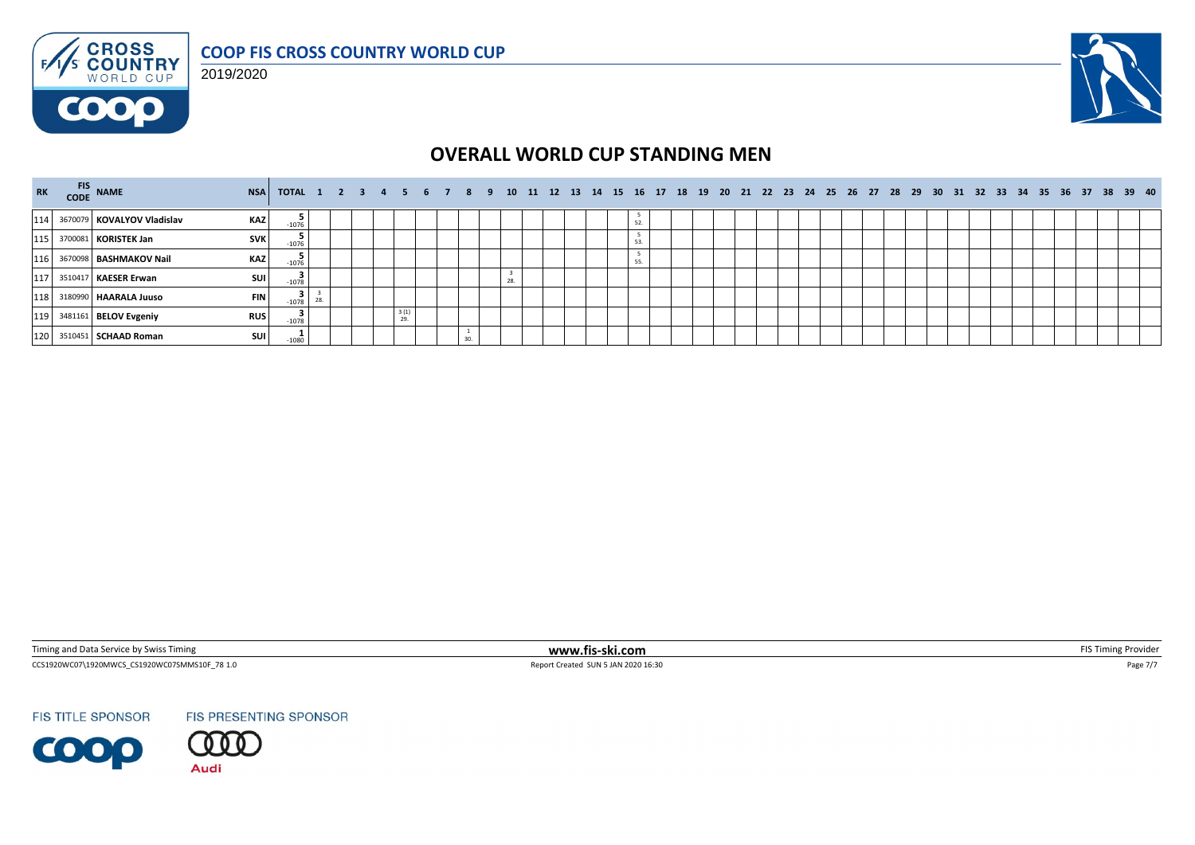# COOP FIS CROSS COUNTRY WORLD CUP

2019/2020

## OVERALL WORLD CUP STANDING MEN

| RK | FIS CODE | NAME | NSA | TOTAL | 1 | 2 | 3 | 4 | 5 | 6 | 7 | 8 | 9 | 10 | 11 | 12 | 13 | 14 | 15 | 16 | 17 | 18 | 19 | 20 | 21 | 22 | 23 | 24 | 25 | 26 | 27 | 28 | 29 | 30 | 31 | 32 | 33 | 34 | 35 | 36 | 37 | 38 | 39 | 40 |
|---|---|---|---|---|---|---|---|---|---|---|---|---|---|---|---|---|---|---|---|---|---|---|---|---|---|---|---|---|---|---|---|---|---|---|---|---|---|---|---|---|---|---|---|---|
| 114 | 3670079 | **KOVALYOV Vladislav** | KAZ | **5** -1076 | | | | | | | | | | | | | | | | 5 52. | | | | | | | | | | | | | | | | | | | | | | | | |
| 115 | 3700081 | **KORISTEK Jan** | SVK | **5** -1076 | | | | | | | | | | | | | | | | 5 53. | | | | | | | | | | | | | | | | | | | | | | | | |
| 116 | 3670098 | **BASHMAKOV Nail** | KAZ | **5** -1076 | | | | | | | | | | | | | | | | 5 55. | | | | | | | | | | | | | | | | | | | | | | | | |
| 117 | 3510417 | **KAESER Erwan** | SUI | **3** -1078 | | | | | | | | | | 3 28. | | | | | | | | | | | | | | | | | | | | | | | | | | | | | | |
| 118 | 3180990 | **HAARALA Juuso** | FIN | **3** -1078 | 3 28. | | | | | | | | | | | | | | | | | | | | | | | | | | | | | | | | | | | | | | | |
| 119 | 3481161 | **BELOV Evgeniy** | RUS | **3** -1078 | | | | | 3 (1) 29. | | | | | | | | | | | | | | | | | | | | | | | | | | | | | | | | | | | |
| 120 | 3510451 | **SCHAAD Roman** | SUI | **1** -1080 | | | | | | | | 1 30. | | | | | | | | | | | | | | | | | | | | | | | | | | | | | | | | |